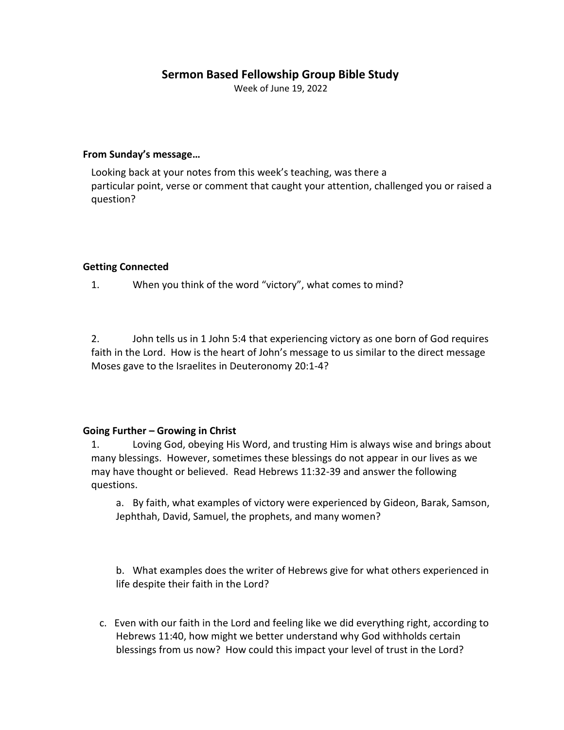# Sermon Based Fellowship Group Bible Study

Week of June 19, 2022

**From Sunday's message…**

Looking back at your notes from this week's teaching, was there a particular point, verse or comment that caught your attention, challenged you or raised a question?

**Getting Connected**

1. When you think of the word "victory", what comes to mind?

2. John tells us in 1 John 5:4 that experiencing victory as one born of God requires faith in the Lord. How is the heart of John's message to us similar to the direct message Moses gave to the Israelites in Deuteronomy 20:1-4?

**Going Further – Growing in Christ**

1. Loving God, obeying His Word, and trusting Him is always wise and brings about many blessings. However, sometimes these blessings do not appear in our lives as we may have thought or believed. Read Hebrews 11:32-39 and answer the following questions.

   a. By faith, what examples of victory were experienced by Gideon, Barak, Samson, Jephthah, David, Samuel, the prophets, and many women?

   b. What examples does the writer of Hebrews give for what others experienced in life despite their faith in the Lord?

   c. Even with our faith in the Lord and feeling like we did everything right, according to Hebrews 11:40, how might we better understand why God withholds certain blessings from us now? How could this impact your level of trust in the Lord?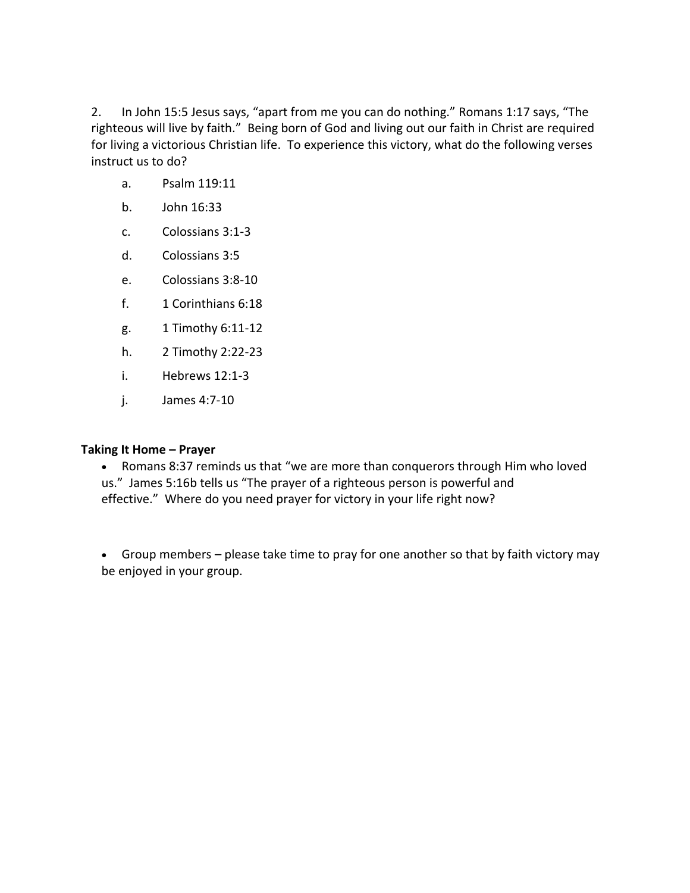2. In John 15:5 Jesus says, "apart from me you can do nothing." Romans 1:17 says, "The righteous will live by faith." Being born of God and living out our faith in Christ are required for living a victorious Christian life. To experience this victory, what do the following verses instruct us to do?

   a. Psalm 119:11

   b. John 16:33

   c. Colossians 3:1-3

   d. Colossians 3:5

   e. Colossians 3:8-10

   f. 1 Corinthians 6:18

   g. 1 Timothy 6:11-12

   h. 2 Timothy 2:22-23

   i. Hebrews 12:1-3

   j. James 4:7-10

**Taking It Home – Prayer**

- Romans 8:37 reminds us that "we are more than conquerors through Him who loved us." James 5:16b tells us "The prayer of a righteous person is powerful and effective." Where do you need prayer for victory in your life right now?

- Group members – please take time to pray for one another so that by faith victory may be enjoyed in your group.